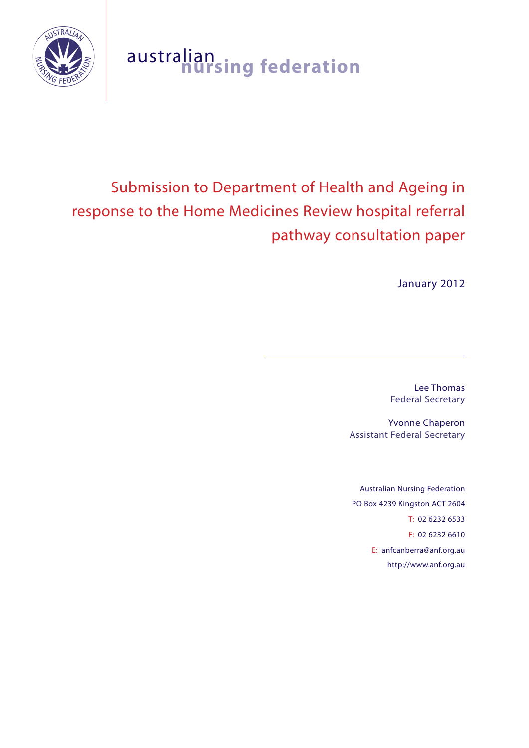australian nursing federation

# Submission to Department of Health and Ageing in response to the Home Medicines Review hospital referral pathway consultation paper

January 2012

Lee Thomas
Federal Secretary

Yvonne Chaperon
Assistant Federal Secretary

Australian Nursing Federation
PO Box 4239 Kingston ACT 2604
T: 02 6232 6533
F: 02 6232 6610
E: anfcanberra@anf.org.au
http://www.anf.org.au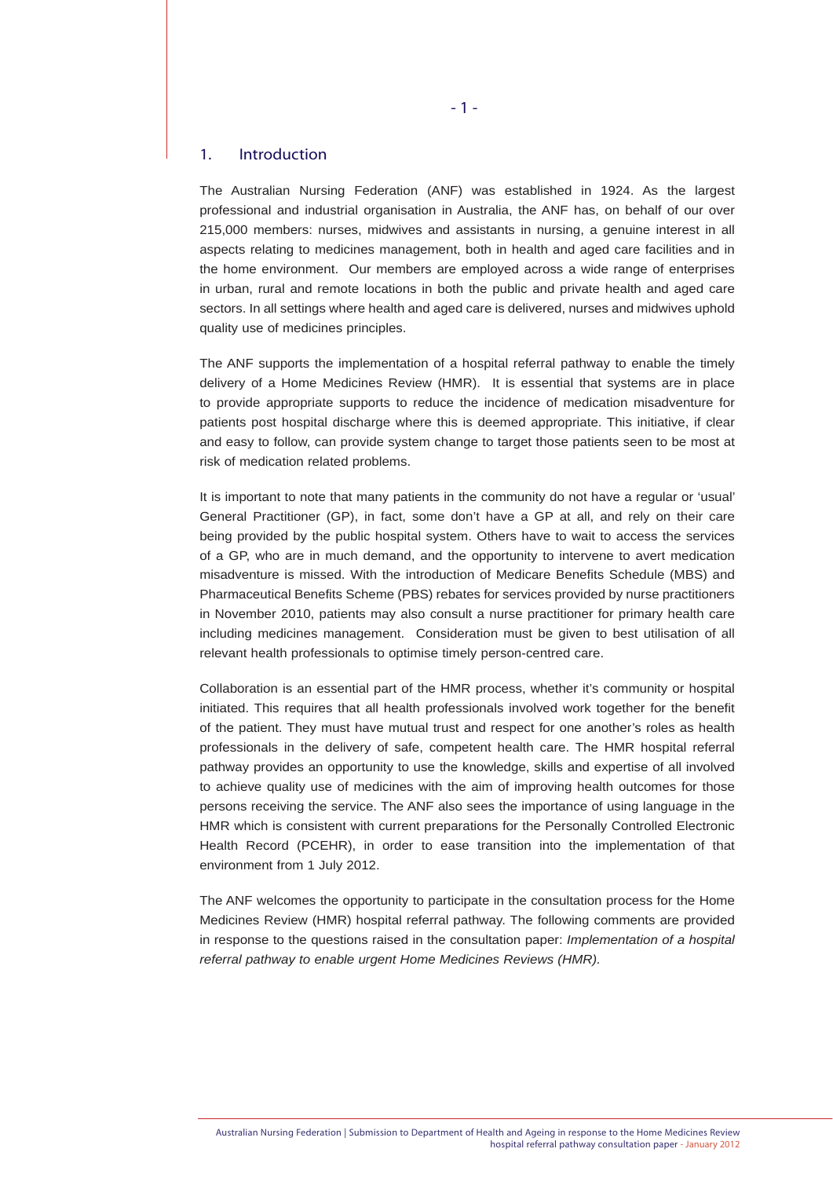## 1. Introduction

The Australian Nursing Federation (ANF) was established in 1924. As the largest professional and industrial organisation in Australia, the ANF has, on behalf of our over 215,000 members: nurses, midwives and assistants in nursing, a genuine interest in all aspects relating to medicines management, both in health and aged care facilities and in the home environment. Our members are employed across a wide range of enterprises in urban, rural and remote locations in both the public and private health and aged care sectors. In all settings where health and aged care is delivered, nurses and midwives uphold quality use of medicines principles.

The ANF supports the implementation of a hospital referral pathway to enable the timely delivery of a Home Medicines Review (HMR). It is essential that systems are in place to provide appropriate supports to reduce the incidence of medication misadventure for patients post hospital discharge where this is deemed appropriate. This initiative, if clear and easy to follow, can provide system change to target those patients seen to be most at risk of medication related problems.

It is important to note that many patients in the community do not have a regular or 'usual' General Practitioner (GP), in fact, some don't have a GP at all, and rely on their care being provided by the public hospital system. Others have to wait to access the services of a GP, who are in much demand, and the opportunity to intervene to avert medication misadventure is missed. With the introduction of Medicare Benefits Schedule (MBS) and Pharmaceutical Benefits Scheme (PBS) rebates for services provided by nurse practitioners in November 2010, patients may also consult a nurse practitioner for primary health care including medicines management. Consideration must be given to best utilisation of all relevant health professionals to optimise timely person-centred care.

Collaboration is an essential part of the HMR process, whether it's community or hospital initiated. This requires that all health professionals involved work together for the benefit of the patient. They must have mutual trust and respect for one another's roles as health professionals in the delivery of safe, competent health care. The HMR hospital referral pathway provides an opportunity to use the knowledge, skills and expertise of all involved to achieve quality use of medicines with the aim of improving health outcomes for those persons receiving the service. The ANF also sees the importance of using language in the HMR which is consistent with current preparations for the Personally Controlled Electronic Health Record (PCEHR), in order to ease transition into the implementation of that environment from 1 July 2012.

The ANF welcomes the opportunity to participate in the consultation process for the Home Medicines Review (HMR) hospital referral pathway. The following comments are provided in response to the questions raised in the consultation paper: *Implementation of a hospital referral pathway to enable urgent Home Medicines Reviews (HMR).*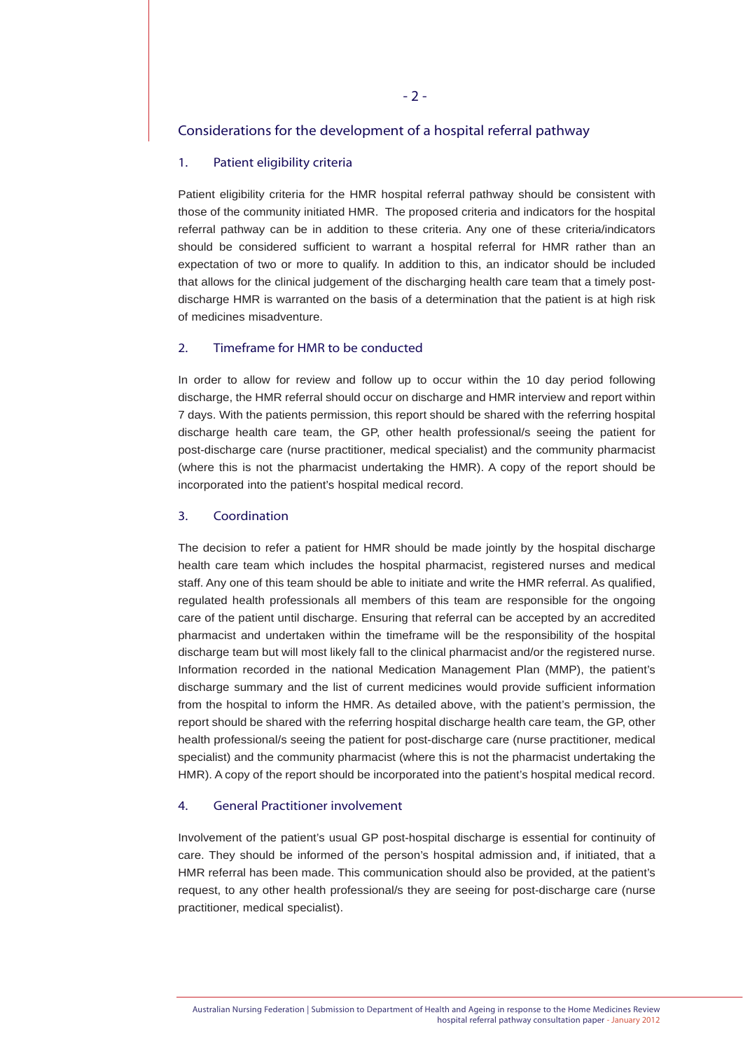## Considerations for the development of a hospital referral pathway

### 1. Patient eligibility criteria

Patient eligibility criteria for the HMR hospital referral pathway should be consistent with those of the community initiated HMR. The proposed criteria and indicators for the hospital referral pathway can be in addition to these criteria. Any one of these criteria/indicators should be considered sufficient to warrant a hospital referral for HMR rather than an expectation of two or more to qualify. In addition to this, an indicator should be included that allows for the clinical judgement of the discharging health care team that a timely post-discharge HMR is warranted on the basis of a determination that the patient is at high risk of medicines misadventure.

### 2. Timeframe for HMR to be conducted

In order to allow for review and follow up to occur within the 10 day period following discharge, the HMR referral should occur on discharge and HMR interview and report within 7 days. With the patients permission, this report should be shared with the referring hospital discharge health care team, the GP, other health professional/s seeing the patient for post-discharge care (nurse practitioner, medical specialist) and the community pharmacist (where this is not the pharmacist undertaking the HMR). A copy of the report should be incorporated into the patient's hospital medical record.

### 3. Coordination

The decision to refer a patient for HMR should be made jointly by the hospital discharge health care team which includes the hospital pharmacist, registered nurses and medical staff. Any one of this team should be able to initiate and write the HMR referral. As qualified, regulated health professionals all members of this team are responsible for the ongoing care of the patient until discharge. Ensuring that referral can be accepted by an accredited pharmacist and undertaken within the timeframe will be the responsibility of the hospital discharge team but will most likely fall to the clinical pharmacist and/or the registered nurse. Information recorded in the national Medication Management Plan (MMP), the patient's discharge summary and the list of current medicines would provide sufficient information from the hospital to inform the HMR. As detailed above, with the patient's permission, the report should be shared with the referring hospital discharge health care team, the GP, other health professional/s seeing the patient for post-discharge care (nurse practitioner, medical specialist) and the community pharmacist (where this is not the pharmacist undertaking the HMR). A copy of the report should be incorporated into the patient's hospital medical record.

### 4. General Practitioner involvement

Involvement of the patient's usual GP post-hospital discharge is essential for continuity of care. They should be informed of the person's hospital admission and, if initiated, that a HMR referral has been made. This communication should also be provided, at the patient's request, to any other health professional/s they are seeing for post-discharge care (nurse practitioner, medical specialist).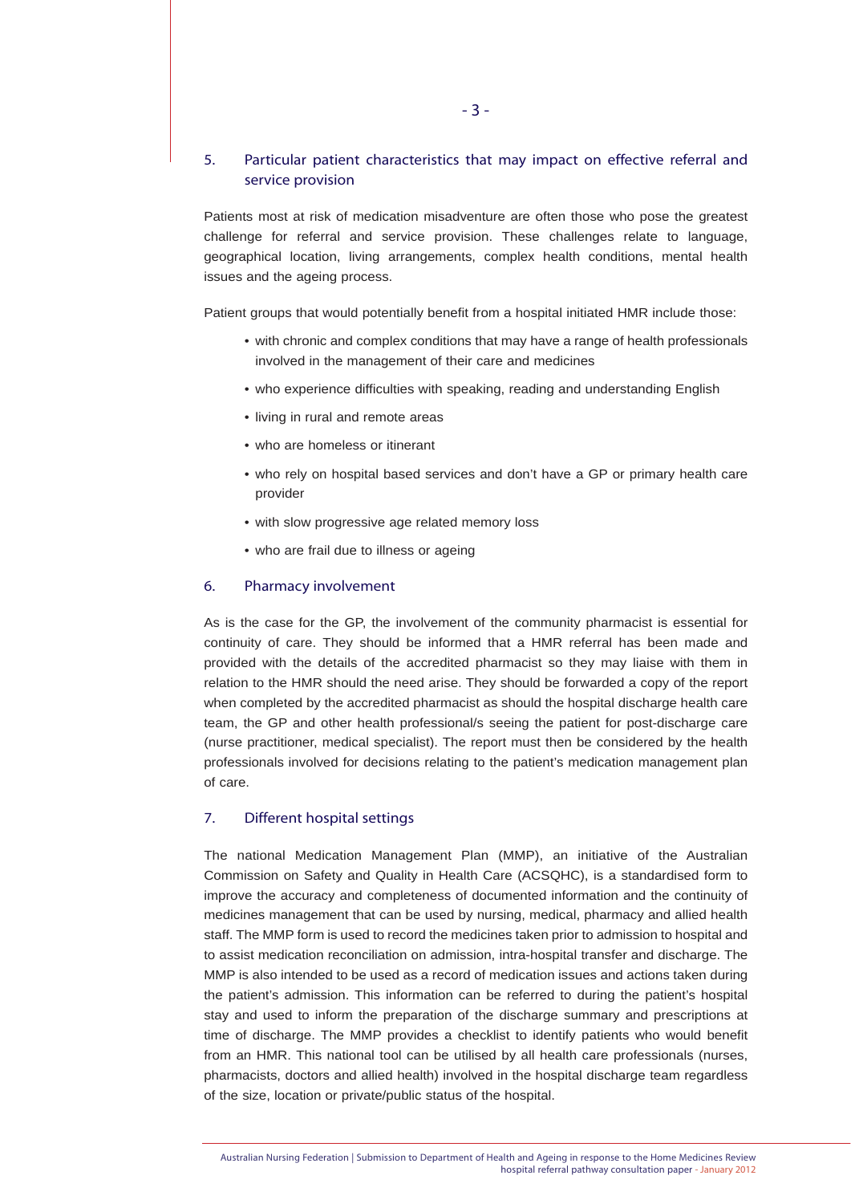## 5. Particular patient characteristics that may impact on effective referral and service provision

Patients most at risk of medication misadventure are often those who pose the greatest challenge for referral and service provision. These challenges relate to language, geographical location, living arrangements, complex health conditions, mental health issues and the ageing process.

Patient groups that would potentially benefit from a hospital initiated HMR include those:

- with chronic and complex conditions that may have a range of health professionals involved in the management of their care and medicines
- who experience difficulties with speaking, reading and understanding English
- living in rural and remote areas
- who are homeless or itinerant
- who rely on hospital based services and don't have a GP or primary health care provider
- with slow progressive age related memory loss
- who are frail due to illness or ageing

## 6. Pharmacy involvement

As is the case for the GP, the involvement of the community pharmacist is essential for continuity of care. They should be informed that a HMR referral has been made and provided with the details of the accredited pharmacist so they may liaise with them in relation to the HMR should the need arise. They should be forwarded a copy of the report when completed by the accredited pharmacist as should the hospital discharge health care team, the GP and other health professional/s seeing the patient for post-discharge care (nurse practitioner, medical specialist). The report must then be considered by the health professionals involved for decisions relating to the patient's medication management plan of care.

## 7. Different hospital settings

The national Medication Management Plan (MMP), an initiative of the Australian Commission on Safety and Quality in Health Care (ACSQHC), is a standardised form to improve the accuracy and completeness of documented information and the continuity of medicines management that can be used by nursing, medical, pharmacy and allied health staff. The MMP form is used to record the medicines taken prior to admission to hospital and to assist medication reconciliation on admission, intra-hospital transfer and discharge. The MMP is also intended to be used as a record of medication issues and actions taken during the patient's admission. This information can be referred to during the patient's hospital stay and used to inform the preparation of the discharge summary and prescriptions at time of discharge. The MMP provides a checklist to identify patients who would benefit from an HMR. This national tool can be utilised by all health care professionals (nurses, pharmacists, doctors and allied health) involved in the hospital discharge team regardless of the size, location or private/public status of the hospital.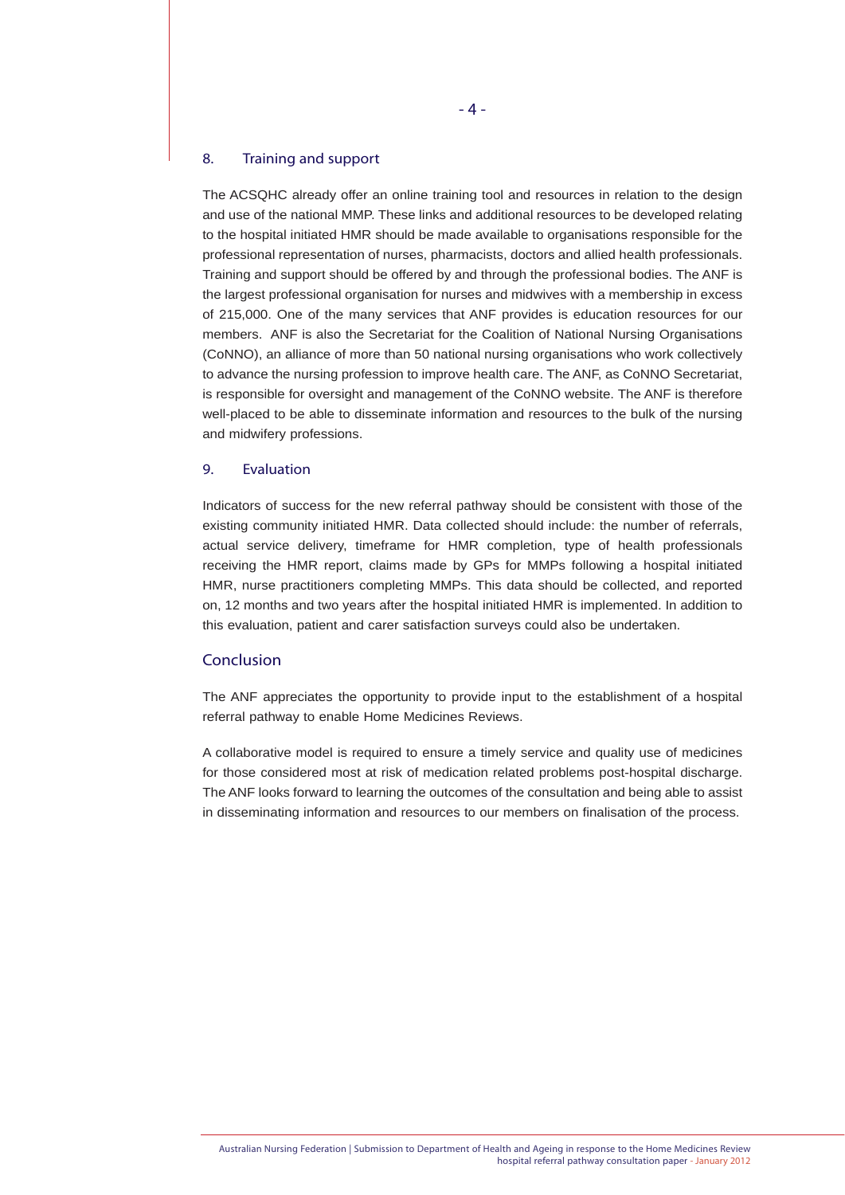## 8. Training and support

The ACSQHC already offer an online training tool and resources in relation to the design and use of the national MMP. These links and additional resources to be developed relating to the hospital initiated HMR should be made available to organisations responsible for the professional representation of nurses, pharmacists, doctors and allied health professionals. Training and support should be offered by and through the professional bodies. The ANF is the largest professional organisation for nurses and midwives with a membership in excess of 215,000. One of the many services that ANF provides is education resources for our members. ANF is also the Secretariat for the Coalition of National Nursing Organisations (CoNNO), an alliance of more than 50 national nursing organisations who work collectively to advance the nursing profession to improve health care. The ANF, as CoNNO Secretariat, is responsible for oversight and management of the CoNNO website. The ANF is therefore well-placed to be able to disseminate information and resources to the bulk of the nursing and midwifery professions.

## 9. Evaluation

Indicators of success for the new referral pathway should be consistent with those of the existing community initiated HMR. Data collected should include: the number of referrals, actual service delivery, timeframe for HMR completion, type of health professionals receiving the HMR report, claims made by GPs for MMPs following a hospital initiated HMR, nurse practitioners completing MMPs. This data should be collected, and reported on, 12 months and two years after the hospital initiated HMR is implemented. In addition to this evaluation, patient and carer satisfaction surveys could also be undertaken.

## Conclusion

The ANF appreciates the opportunity to provide input to the establishment of a hospital referral pathway to enable Home Medicines Reviews.

A collaborative model is required to ensure a timely service and quality use of medicines for those considered most at risk of medication related problems post-hospital discharge. The ANF looks forward to learning the outcomes of the consultation and being able to assist in disseminating information and resources to our members on finalisation of the process.